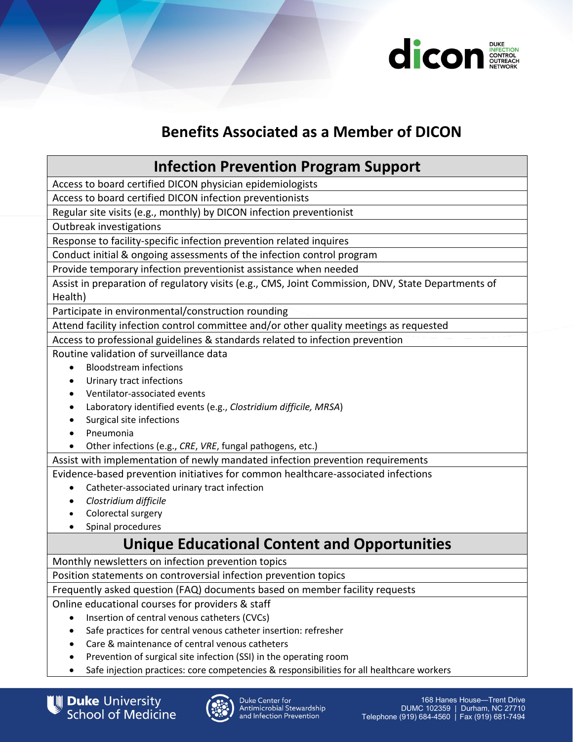# Benefits Associated as a Member of DICON

## Infection Prevention Program Support

- Access to board certified DICON physician epidemiologists
- Access to board certified DICON infection preventionists
- Regular site visits (e.g., monthly) by DICON infection preventionist
- Outbreak investigations
- Response to facility-specific infection prevention related inquires
- Conduct initial & ongoing assessments of the infection control program
- Provide temporary infection preventionist assistance when needed
- Assist in preparation of regulatory visits (e.g., CMS, Joint Commission, DNV, State Departments of Health)
- Participate in environmental/construction rounding
- Attend facility infection control committee and/or other quality meetings as requested
- Access to professional guidelines & standards related to infection prevention
- Routine validation of surveillance data
  - Bloodstream infections
  - Urinary tract infections
  - Ventilator-associated events
  - Laboratory identified events (e.g., *Clostridium difficile, MRSA*)
  - Surgical site infections
  - Pneumonia
  - Other infections (e.g., *CRE*, *VRE*, fungal pathogens, etc.)
- Assist with implementation of newly mandated infection prevention requirements
- Evidence-based prevention initiatives for common healthcare-associated infections
  - Catheter-associated urinary tract infection
  - *Clostridium difficile*
  - Colorectal surgery
  - Spinal procedures

## Unique Educational Content and Opportunities

- Monthly newsletters on infection prevention topics
- Position statements on controversial infection prevention topics
- Frequently asked question (FAQ) documents based on member facility requests
- Online educational courses for providers & staff
  - Insertion of central venous catheters (CVCs)
  - Safe practices for central venous catheter insertion: refresher
  - Care & maintenance of central venous catheters
  - Prevention of surgical site infection (SSI) in the operating room
  - Safe injection practices: core competencies & responsibilities for all healthcare workers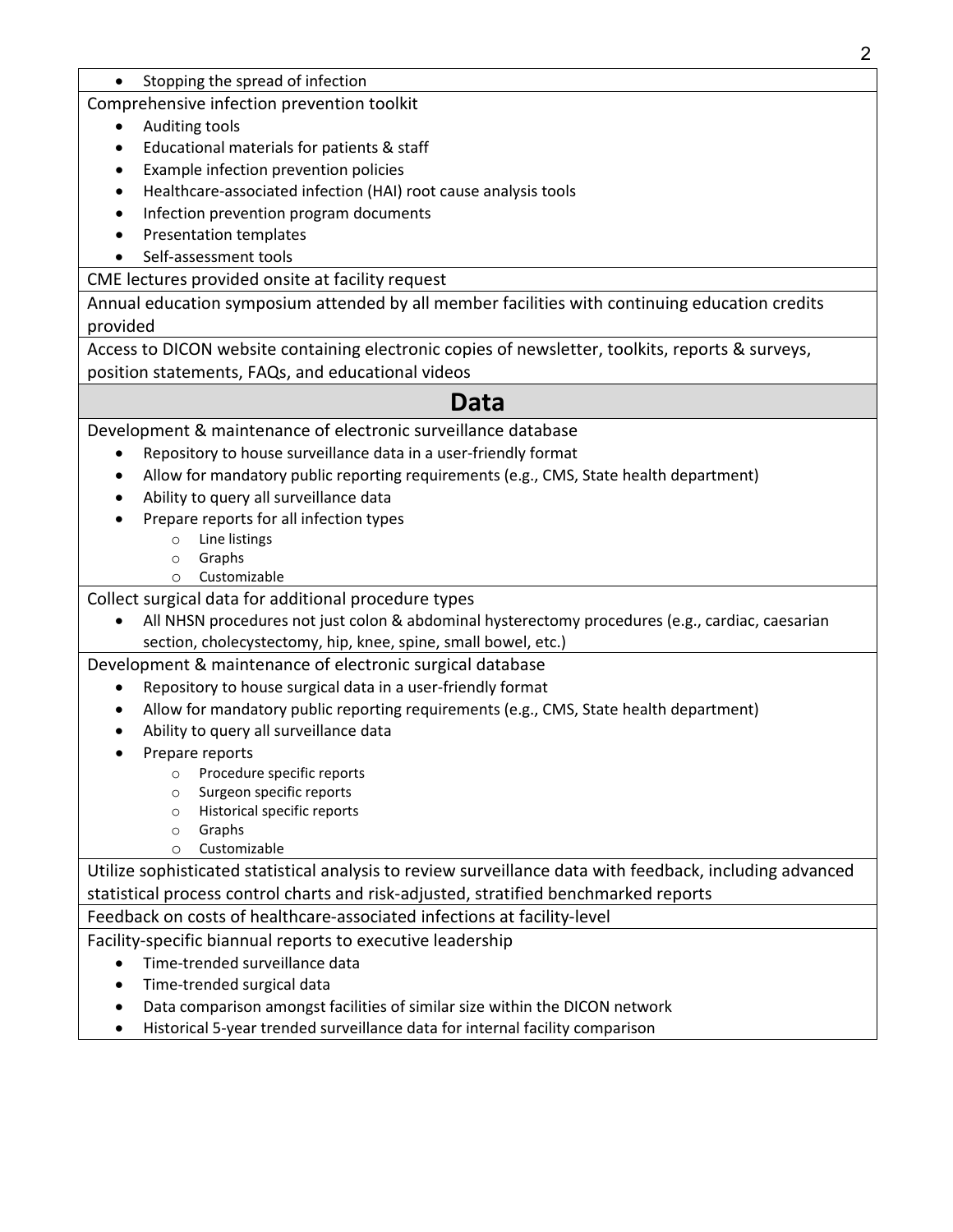- Stopping the spread of infection

Comprehensive infection prevention toolkit

- Auditing tools
- Educational materials for patients & staff
- Example infection prevention policies
- Healthcare-associated infection (HAI) root cause analysis tools
- Infection prevention program documents
- Presentation templates
- Self-assessment tools

CME lectures provided onsite at facility request

Annual education symposium attended by all member facilities with continuing education credits provided

Access to DICON website containing electronic copies of newsletter, toolkits, reports & surveys, position statements, FAQs, and educational videos

## Data

Development & maintenance of electronic surveillance database

- Repository to house surveillance data in a user-friendly format
- Allow for mandatory public reporting requirements (e.g., CMS, State health department)
- Ability to query all surveillance data
- Prepare reports for all infection types
  - Line listings
  - Graphs
  - Customizable

Collect surgical data for additional procedure types

- All NHSN procedures not just colon & abdominal hysterectomy procedures (e.g., cardiac, caesarian section, cholecystectomy, hip, knee, spine, small bowel, etc.)

Development & maintenance of electronic surgical database

- Repository to house surgical data in a user-friendly format
- Allow for mandatory public reporting requirements (e.g., CMS, State health department)
- Ability to query all surveillance data
- Prepare reports
  - Procedure specific reports
  - Surgeon specific reports
  - Historical specific reports
  - Graphs
  - Customizable

Utilize sophisticated statistical analysis to review surveillance data with feedback, including advanced statistical process control charts and risk-adjusted, stratified benchmarked reports

Feedback on costs of healthcare-associated infections at facility-level

Facility-specific biannual reports to executive leadership

- Time-trended surveillance data
- Time-trended surgical data
- Data comparison amongst facilities of similar size within the DICON network
- Historical 5-year trended surveillance data for internal facility comparison